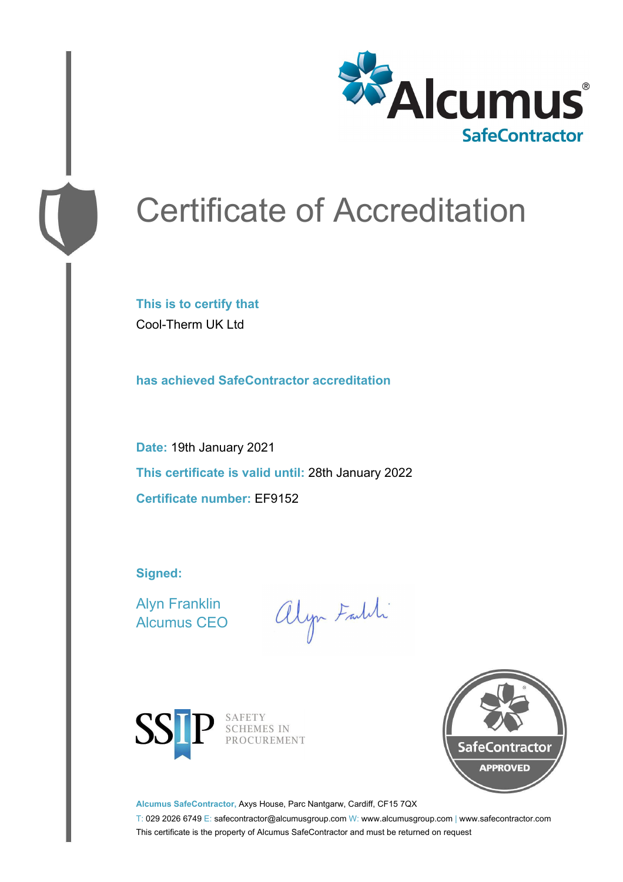Alcumus®
SafeContractor

# Certificate of Accreditation

**This is to certify that**

Cool-Therm UK Ltd

**has achieved SafeContractor accreditation**

**Date:** 19th January 2021

**This certificate is valid until:** 28th January 2022

**Certificate number:** EF9152

**Signed:**

Alyn Franklin
Alcumus CEO

SSIP SAFETY SCHEMES IN PROCUREMENT

SafeContractor APPROVED

**Alcumus SafeContractor,** Axys House, Parc Nantgarw, Cardiff, CF15 7QX

T: 029 2026 6749 E: safecontractor@alcumusgroup.com W: www.alcumusgroup.com | www.safecontractor.com

This certificate is the property of Alcumus SafeContractor and must be returned on request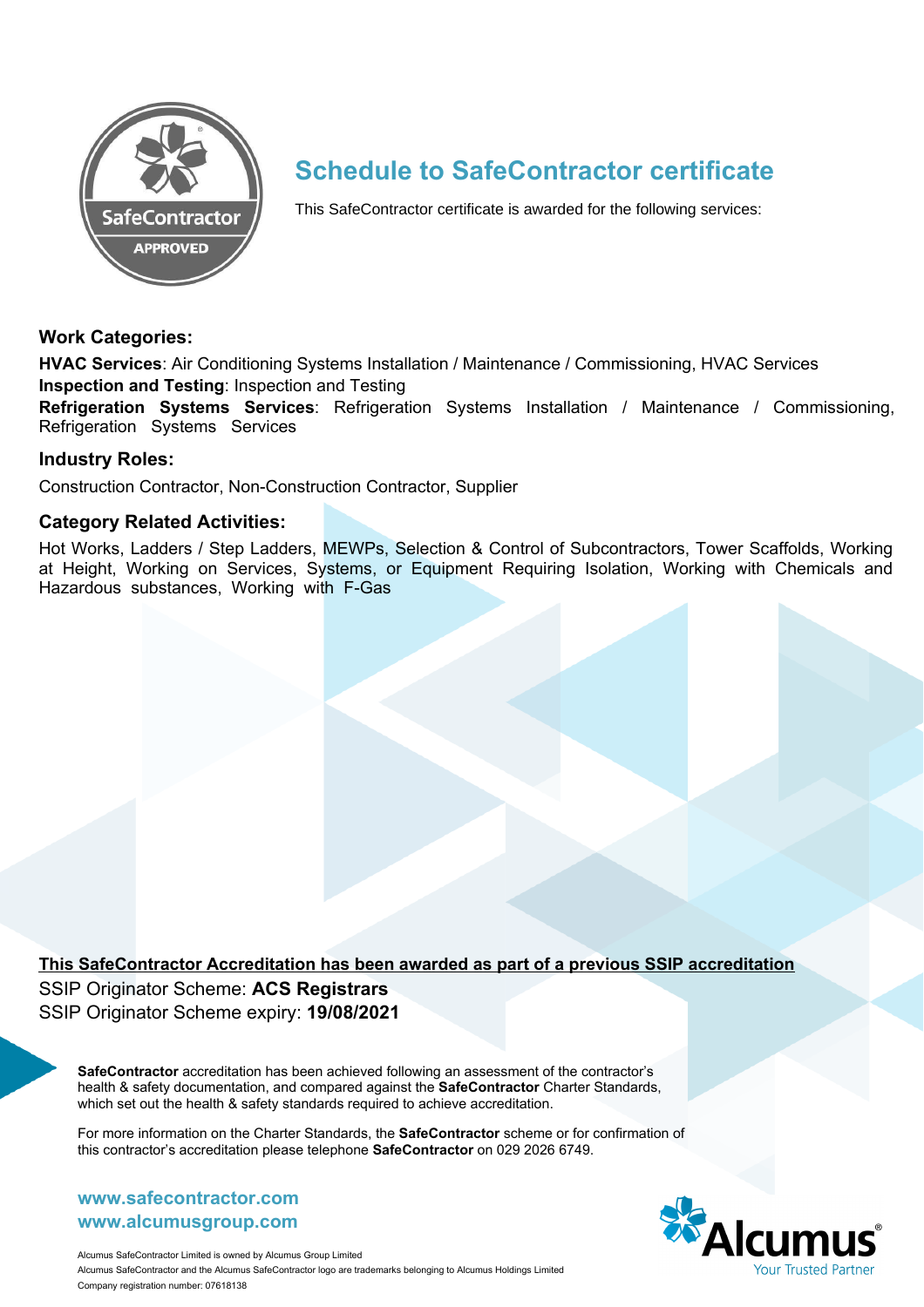# Schedule to SafeContractor certificate

This SafeContractor certificate is awarded for the following services:

## Work Categories:

**HVAC Services**: Air Conditioning Systems Installation / Maintenance / Commissioning, HVAC Services
**Inspection and Testing**: Inspection and Testing
**Refrigeration Systems Services**: Refrigeration Systems Installation / Maintenance / Commissioning, Refrigeration Systems Services

## Industry Roles:

Construction Contractor, Non-Construction Contractor, Supplier

## Category Related Activities:

Hot Works, Ladders / Step Ladders, MEWPs, Selection & Control of Subcontractors, Tower Scaffolds, Working at Height, Working on Services, Systems, or Equipment Requiring Isolation, Working with Chemicals and Hazardous substances, Working with F-Gas

**This SafeContractor Accreditation has been awarded as part of a previous SSIP accreditation**

SSIP Originator Scheme: **ACS Registrars**
SSIP Originator Scheme expiry: **19/08/2021**

**SafeContractor** accreditation has been achieved following an assessment of the contractor's health & safety documentation, and compared against the **SafeContractor** Charter Standards, which set out the health & safety standards required to achieve accreditation.

For more information on the Charter Standards, the **SafeContractor** scheme or for confirmation of this contractor's accreditation please telephone **SafeContractor** on 029 2026 6749.

**www.safecontractor.com**
**www.alcumusgroup.com**

Alcumus SafeContractor Limited is owned by Alcumus Group Limited
Alcumus SafeContractor and the Alcumus SafeContractor logo are trademarks belonging to Alcumus Holdings Limited
Company registration number: 07618138

Alcumus®
Your Trusted Partner